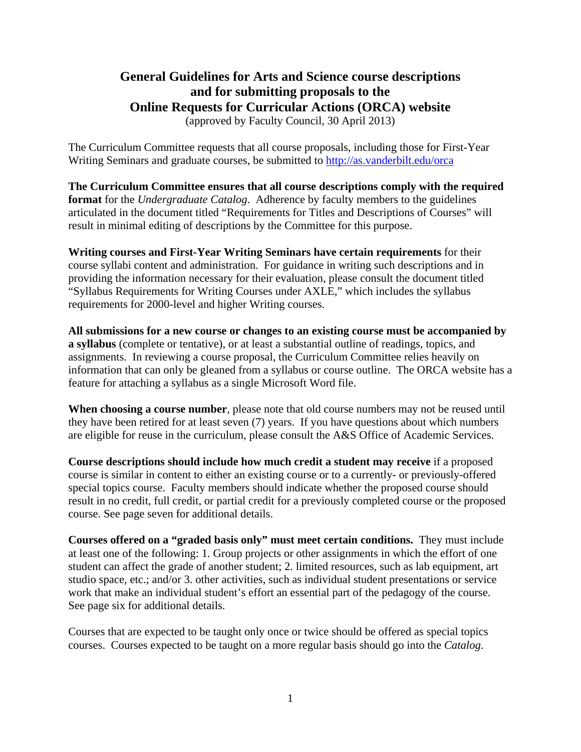# General Guidelines for Arts and Science course descriptions and for submitting proposals to the Online Requests for Curricular Actions (ORCA) website

(approved by Faculty Council, 30 April 2013)

The Curriculum Committee requests that all course proposals, including those for First-Year Writing Seminars and graduate courses, be submitted to http://as.vanderbilt.edu/orca

**The Curriculum Committee ensures that all course descriptions comply with the required format** for the *Undergraduate Catalog*. Adherence by faculty members to the guidelines articulated in the document titled "Requirements for Titles and Descriptions of Courses" will result in minimal editing of descriptions by the Committee for this purpose.

**Writing courses and First-Year Writing Seminars have certain requirements** for their course syllabi content and administration. For guidance in writing such descriptions and in providing the information necessary for their evaluation, please consult the document titled "Syllabus Requirements for Writing Courses under AXLE," which includes the syllabus requirements for 2000-level and higher Writing courses.

**All submissions for a new course or changes to an existing course must be accompanied by a syllabus** (complete or tentative), or at least a substantial outline of readings, topics, and assignments. In reviewing a course proposal, the Curriculum Committee relies heavily on information that can only be gleaned from a syllabus or course outline. The ORCA website has a feature for attaching a syllabus as a single Microsoft Word file.

**When choosing a course number**, please note that old course numbers may not be reused until they have been retired for at least seven (7) years. If you have questions about which numbers are eligible for reuse in the curriculum, please consult the A&S Office of Academic Services.

**Course descriptions should include how much credit a student may receive** if a proposed course is similar in content to either an existing course or to a currently- or previously-offered special topics course. Faculty members should indicate whether the proposed course should result in no credit, full credit, or partial credit for a previously completed course or the proposed course. See page seven for additional details.

**Courses offered on a "graded basis only" must meet certain conditions.** They must include at least one of the following: 1. Group projects or other assignments in which the effort of one student can affect the grade of another student; 2. limited resources, such as lab equipment, art studio space, etc.; and/or 3. other activities, such as individual student presentations or service work that make an individual student's effort an essential part of the pedagogy of the course. See page six for additional details.

Courses that are expected to be taught only once or twice should be offered as special topics courses. Courses expected to be taught on a more regular basis should go into the *Catalog*.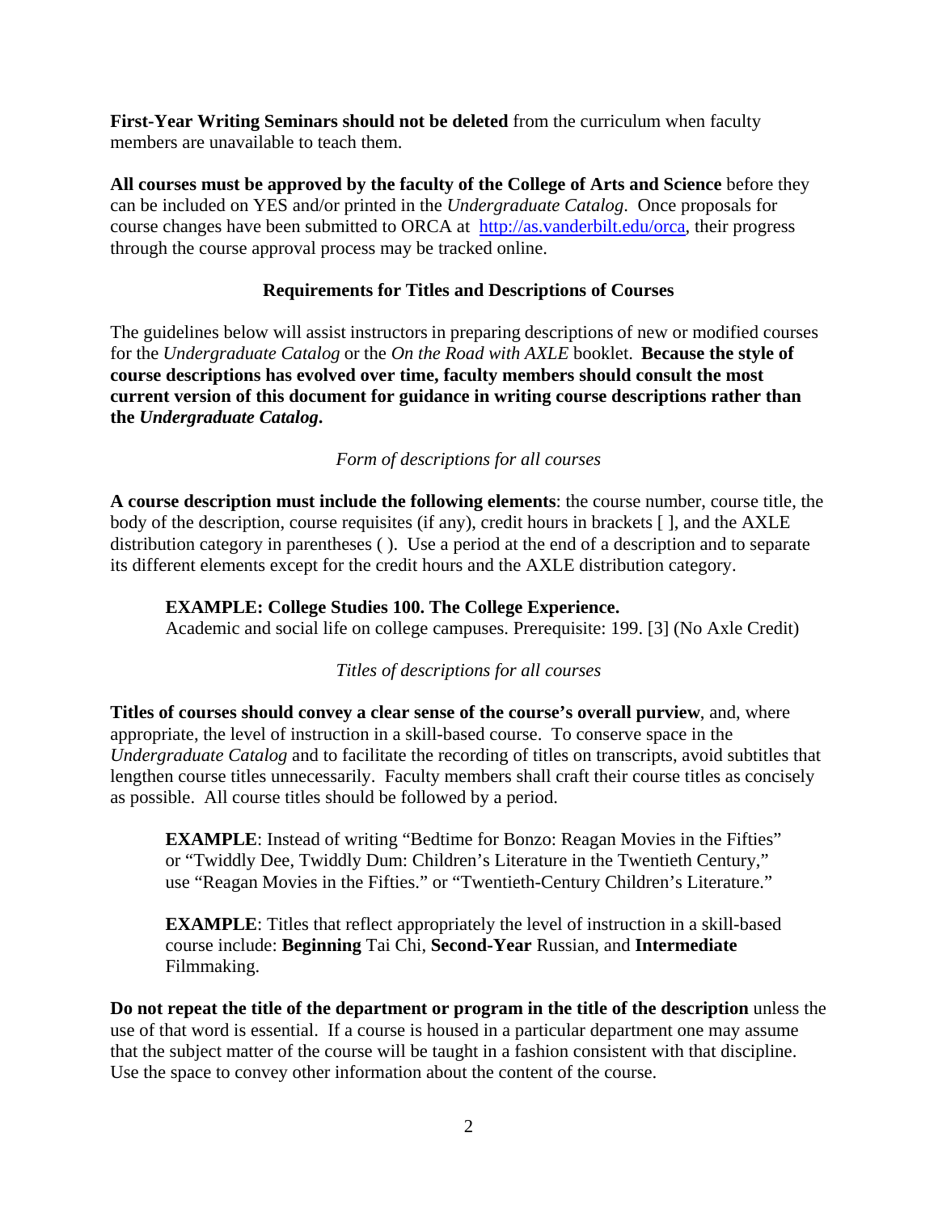**First-Year Writing Seminars should not be deleted** from the curriculum when faculty members are unavailable to teach them.

**All courses must be approved by the faculty of the College of Arts and Science** before they can be included on YES and/or printed in the *Undergraduate Catalog*. Once proposals for course changes have been submitted to ORCA at http://as.vanderbilt.edu/orca, their progress through the course approval process may be tracked online.

## Requirements for Titles and Descriptions of Courses

The guidelines below will assist instructors in preparing descriptions of new or modified courses for the *Undergraduate Catalog* or the *On the Road with AXLE* booklet. **Because the style of course descriptions has evolved over time, faculty members should consult the most current version of this document for guidance in writing course descriptions rather than the *Undergraduate Catalog*.**

### *Form of descriptions for all courses*

**A course description must include the following elements**: the course number, course title, the body of the description, course requisites (if any), credit hours in brackets [ ], and the AXLE distribution category in parentheses ( ). Use a period at the end of a description and to separate its different elements except for the credit hours and the AXLE distribution category.

> **EXAMPLE: College Studies 100. The College Experience.**
> Academic and social life on college campuses. Prerequisite: 199. [3] (No Axle Credit)

### *Titles of descriptions for all courses*

**Titles of courses should convey a clear sense of the course's overall purview**, and, where appropriate, the level of instruction in a skill-based course. To conserve space in the *Undergraduate Catalog* and to facilitate the recording of titles on transcripts, avoid subtitles that lengthen course titles unnecessarily. Faculty members shall craft their course titles as concisely as possible. All course titles should be followed by a period.

> **EXAMPLE**: Instead of writing "Bedtime for Bonzo: Reagan Movies in the Fifties" or "Twiddly Dee, Twiddly Dum: Children's Literature in the Twentieth Century," use "Reagan Movies in the Fifties." or "Twentieth-Century Children's Literature."

> **EXAMPLE**: Titles that reflect appropriately the level of instruction in a skill-based course include: **Beginning** Tai Chi, **Second-Year** Russian, and **Intermediate** Filmmaking.

**Do not repeat the title of the department or program in the title of the description** unless the use of that word is essential. If a course is housed in a particular department one may assume that the subject matter of the course will be taught in a fashion consistent with that discipline. Use the space to convey other information about the content of the course.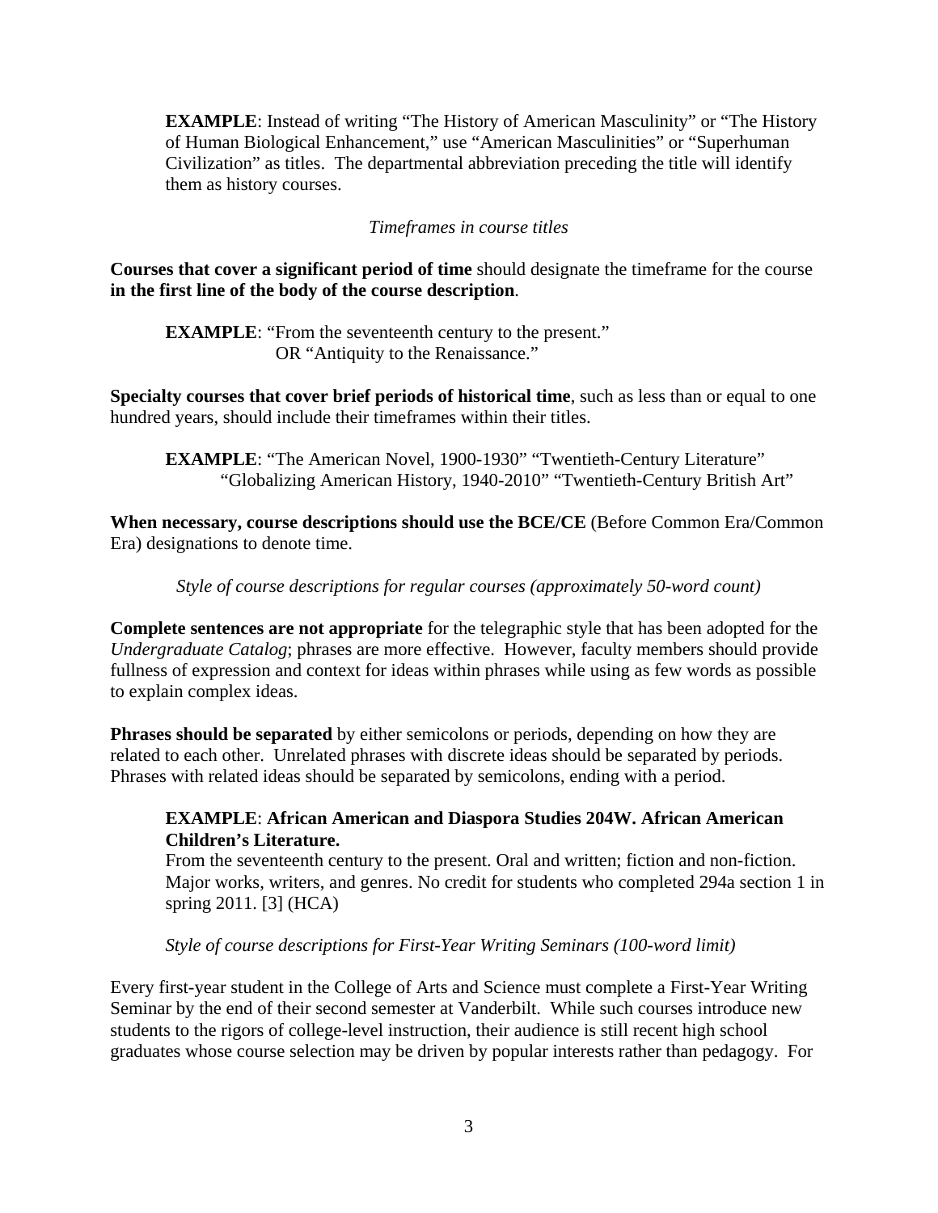**EXAMPLE**: Instead of writing "The History of American Masculinity" or "The History of Human Biological Enhancement," use "American Masculinities" or "Superhuman Civilization" as titles. The departmental abbreviation preceding the title will identify them as history courses.

*Timeframes in course titles*

**Courses that cover a significant period of time** should designate the timeframe for the course **in the first line of the body of the course description**.

**EXAMPLE**: "From the seventeenth century to the present."
OR "Antiquity to the Renaissance."

**Specialty courses that cover brief periods of historical time**, such as less than or equal to one hundred years, should include their timeframes within their titles.

**EXAMPLE**: "The American Novel, 1900-1930" "Twentieth-Century Literature"
"Globalizing American History, 1940-2010" "Twentieth-Century British Art"

**When necessary, course descriptions should use the BCE/CE** (Before Common Era/Common Era) designations to denote time.

*Style of course descriptions for regular courses (approximately 50-word count)*

**Complete sentences are not appropriate** for the telegraphic style that has been adopted for the *Undergraduate Catalog*; phrases are more effective. However, faculty members should provide fullness of expression and context for ideas within phrases while using as few words as possible to explain complex ideas.

**Phrases should be separated** by either semicolons or periods, depending on how they are related to each other. Unrelated phrases with discrete ideas should be separated by periods. Phrases with related ideas should be separated by semicolons, ending with a period.

**EXAMPLE**: **African American and Diaspora Studies 204W. African American Children's Literature.**
From the seventeenth century to the present. Oral and written; fiction and non-fiction. Major works, writers, and genres. No credit for students who completed 294a section 1 in spring 2011. [3] (HCA)

*Style of course descriptions for First-Year Writing Seminars (100-word limit)*

Every first-year student in the College of Arts and Science must complete a First-Year Writing Seminar by the end of their second semester at Vanderbilt. While such courses introduce new students to the rigors of college-level instruction, their audience is still recent high school graduates whose course selection may be driven by popular interests rather than pedagogy. For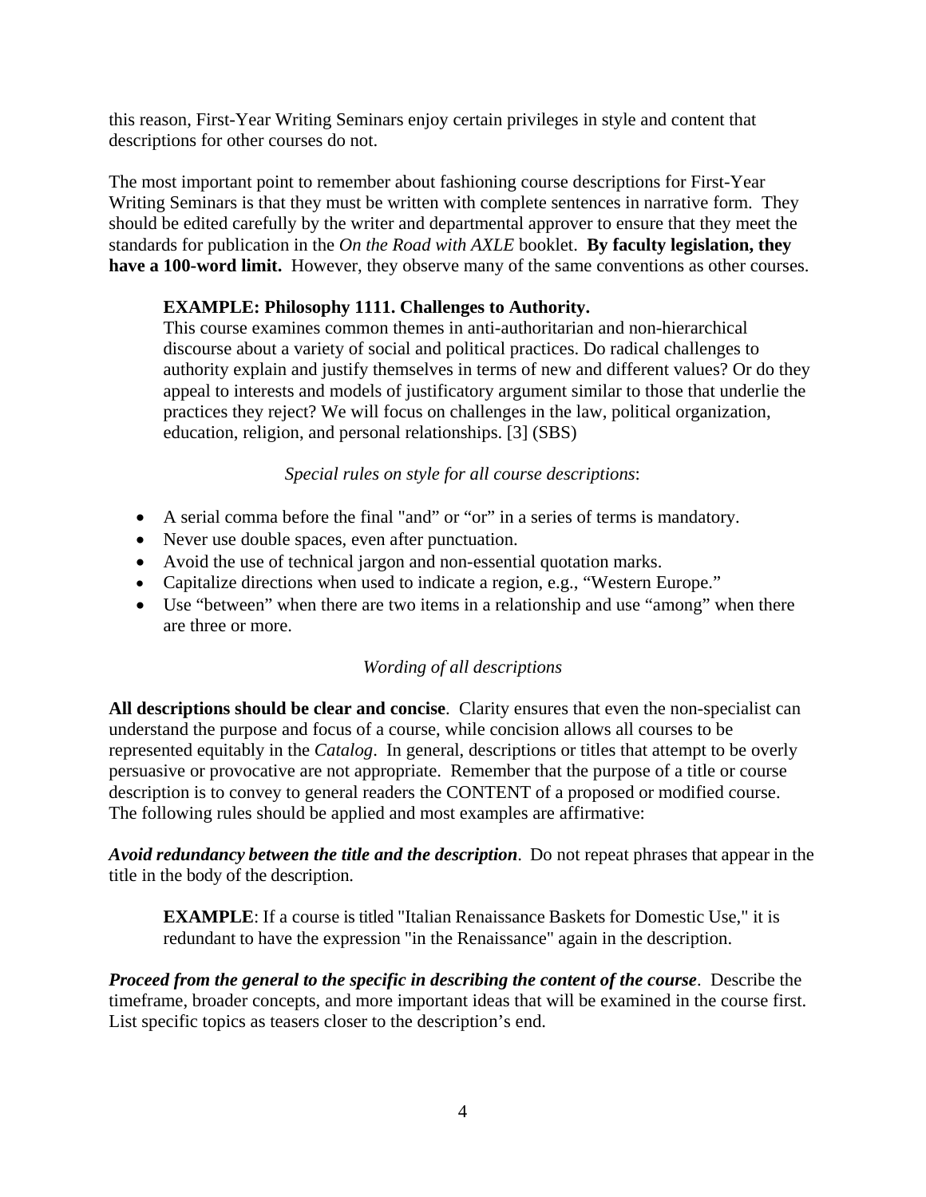this reason, First-Year Writing Seminars enjoy certain privileges in style and content that descriptions for other courses do not.

The most important point to remember about fashioning course descriptions for First-Year Writing Seminars is that they must be written with complete sentences in narrative form. They should be edited carefully by the writer and departmental approver to ensure that they meet the standards for publication in the *On the Road with AXLE* booklet. **By faculty legislation, they have a 100-word limit.** However, they observe many of the same conventions as other courses.

> **EXAMPLE: Philosophy 1111. Challenges to Authority.**
> This course examines common themes in anti-authoritarian and non-hierarchical discourse about a variety of social and political practices. Do radical challenges to authority explain and justify themselves in terms of new and different values? Or do they appeal to interests and models of justificatory argument similar to those that underlie the practices they reject? We will focus on challenges in the law, political organization, education, religion, and personal relationships. [3] (SBS)

*Special rules on style for all course descriptions*:

- A serial comma before the final "and" or "or" in a series of terms is mandatory.
- Never use double spaces, even after punctuation.
- Avoid the use of technical jargon and non-essential quotation marks.
- Capitalize directions when used to indicate a region, e.g., "Western Europe."
- Use "between" when there are two items in a relationship and use "among" when there are three or more.

*Wording of all descriptions*

**All descriptions should be clear and concise**. Clarity ensures that even the non-specialist can understand the purpose and focus of a course, while concision allows all courses to be represented equitably in the *Catalog*. In general, descriptions or titles that attempt to be overly persuasive or provocative are not appropriate. Remember that the purpose of a title or course description is to convey to general readers the CONTENT of a proposed or modified course. The following rules should be applied and most examples are affirmative:

***Avoid redundancy between the title and the description***. Do not repeat phrases that appear in the title in the body of the description.

> **EXAMPLE**: If a course is titled "Italian Renaissance Baskets for Domestic Use," it is redundant to have the expression "in the Renaissance" again in the description.

***Proceed from the general to the specific in describing the content of the course***. Describe the timeframe, broader concepts, and more important ideas that will be examined in the course first. List specific topics as teasers closer to the description's end.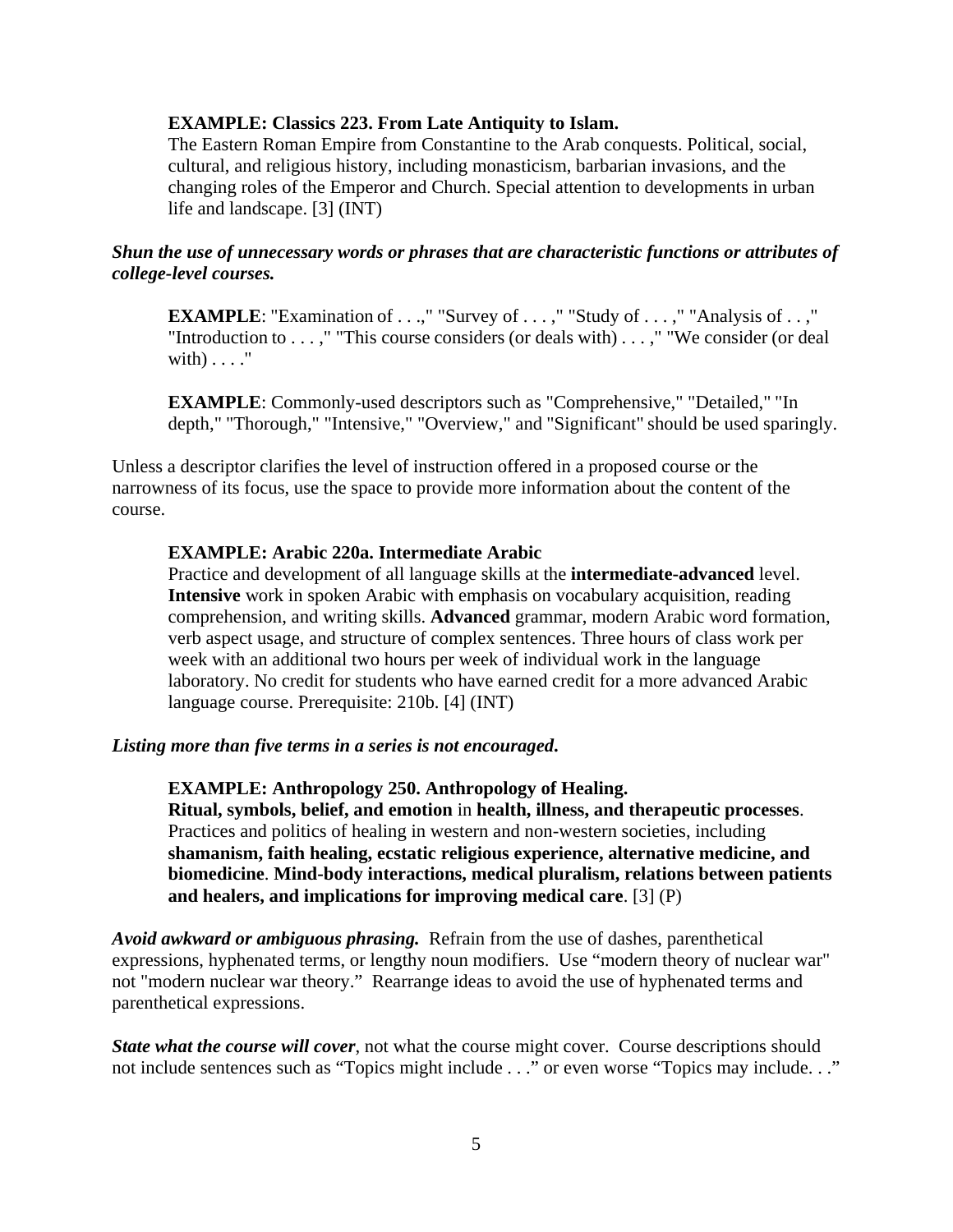**EXAMPLE: Classics 223. From Late Antiquity to Islam.**
The Eastern Roman Empire from Constantine to the Arab conquests. Political, social, cultural, and religious history, including monasticism, barbarian invasions, and the changing roles of the Emperor and Church. Special attention to developments in urban life and landscape. [3] (INT)

***Shun the use of unnecessary words or phrases that are characteristic functions or attributes of college-level courses.***

**EXAMPLE**: "Examination of . . .," "Survey of . . . ," "Study of . . . ," "Analysis of . . ," "Introduction to . . . ," "This course considers (or deals with) . . . ," "We consider (or deal with) . . . ."

**EXAMPLE**: Commonly-used descriptors such as "Comprehensive," "Detailed," "In depth," "Thorough," "Intensive," "Overview," and "Significant" should be used sparingly.

Unless a descriptor clarifies the level of instruction offered in a proposed course or the narrowness of its focus, use the space to provide more information about the content of the course.

**EXAMPLE: Arabic 220a. Intermediate Arabic**
Practice and development of all language skills at the **intermediate-advanced** level. **Intensive** work in spoken Arabic with emphasis on vocabulary acquisition, reading comprehension, and writing skills. **Advanced** grammar, modern Arabic word formation, verb aspect usage, and structure of complex sentences. Three hours of class work per week with an additional two hours per week of individual work in the language laboratory. No credit for students who have earned credit for a more advanced Arabic language course. Prerequisite: 210b. [4] (INT)

***Listing more than five terms in a series is not encouraged.***

**EXAMPLE: Anthropology 250. Anthropology of Healing.**
**Ritual, symbols, belief, and emotion** in **health, illness, and therapeutic processes**. Practices and politics of healing in western and non-western societies, including **shamanism, faith healing, ecstatic religious experience, alternative medicine, and biomedicine**. **Mind-body interactions, medical pluralism, relations between patients and healers, and implications for improving medical care**. [3] (P)

***Avoid awkward or ambiguous phrasing.*** Refrain from the use of dashes, parenthetical expressions, hyphenated terms, or lengthy noun modifiers. Use "modern theory of nuclear war" not "modern nuclear war theory." Rearrange ideas to avoid the use of hyphenated terms and parenthetical expressions.

***State what the course will cover***, not what the course might cover. Course descriptions should not include sentences such as "Topics might include . . ." or even worse "Topics may include. . ."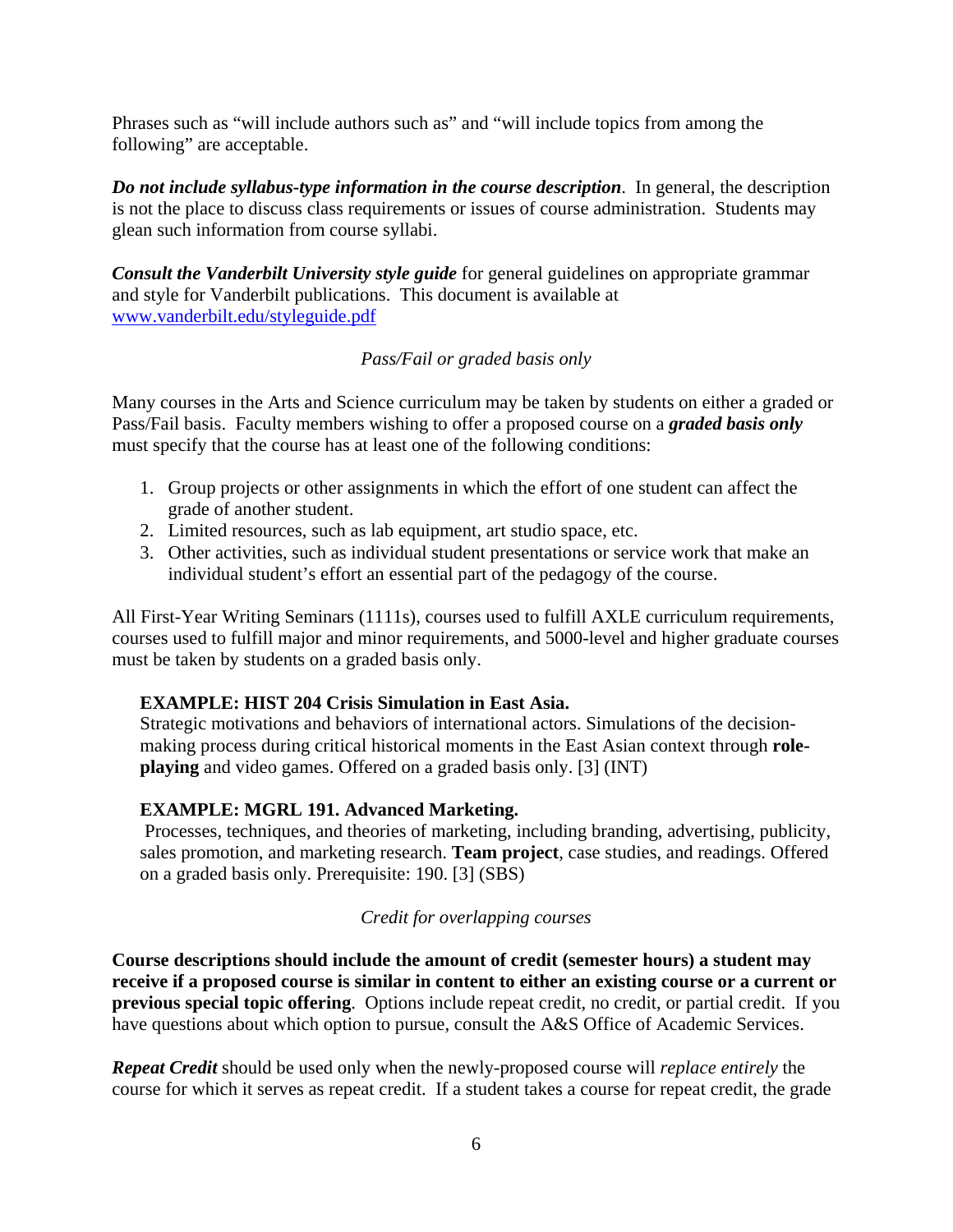Phrases such as “will include authors such as” and “will include topics from among the following” are acceptable.

***Do not include syllabus-type information in the course description***. In general, the description is not the place to discuss class requirements or issues of course administration. Students may glean such information from course syllabi.

***Consult the Vanderbilt University style guide*** for general guidelines on appropriate grammar and style for Vanderbilt publications. This document is available at www.vanderbilt.edu/styleguide.pdf

*Pass/Fail or graded basis only*

Many courses in the Arts and Science curriculum may be taken by students on either a graded or Pass/Fail basis. Faculty members wishing to offer a proposed course on a ***graded basis only*** must specify that the course has at least one of the following conditions:

1. Group projects or other assignments in which the effort of one student can affect the grade of another student.
2. Limited resources, such as lab equipment, art studio space, etc.
3. Other activities, such as individual student presentations or service work that make an individual student’s effort an essential part of the pedagogy of the course.

All First-Year Writing Seminars (1111s), courses used to fulfill AXLE curriculum requirements, courses used to fulfill major and minor requirements, and 5000-level and higher graduate courses must be taken by students on a graded basis only.

> **EXAMPLE: HIST 204 Crisis Simulation in East Asia.**
> Strategic motivations and behaviors of international actors. Simulations of the decision-making process during critical historical moments in the East Asian context through **role-playing** and video games. Offered on a graded basis only. [3] (INT)

> **EXAMPLE: MGRL 191. Advanced Marketing.**
> Processes, techniques, and theories of marketing, including branding, advertising, publicity, sales promotion, and marketing research. **Team project**, case studies, and readings. Offered on a graded basis only. Prerequisite: 190. [3] (SBS)

*Credit for overlapping courses*

**Course descriptions should include the amount of credit (semester hours) a student may receive if a proposed course is similar in content to either an existing course or a current or previous special topic offering**. Options include repeat credit, no credit, or partial credit. If you have questions about which option to pursue, consult the A&S Office of Academic Services.

***Repeat Credit*** should be used only when the newly-proposed course will *replace entirely* the course for which it serves as repeat credit. If a student takes a course for repeat credit, the grade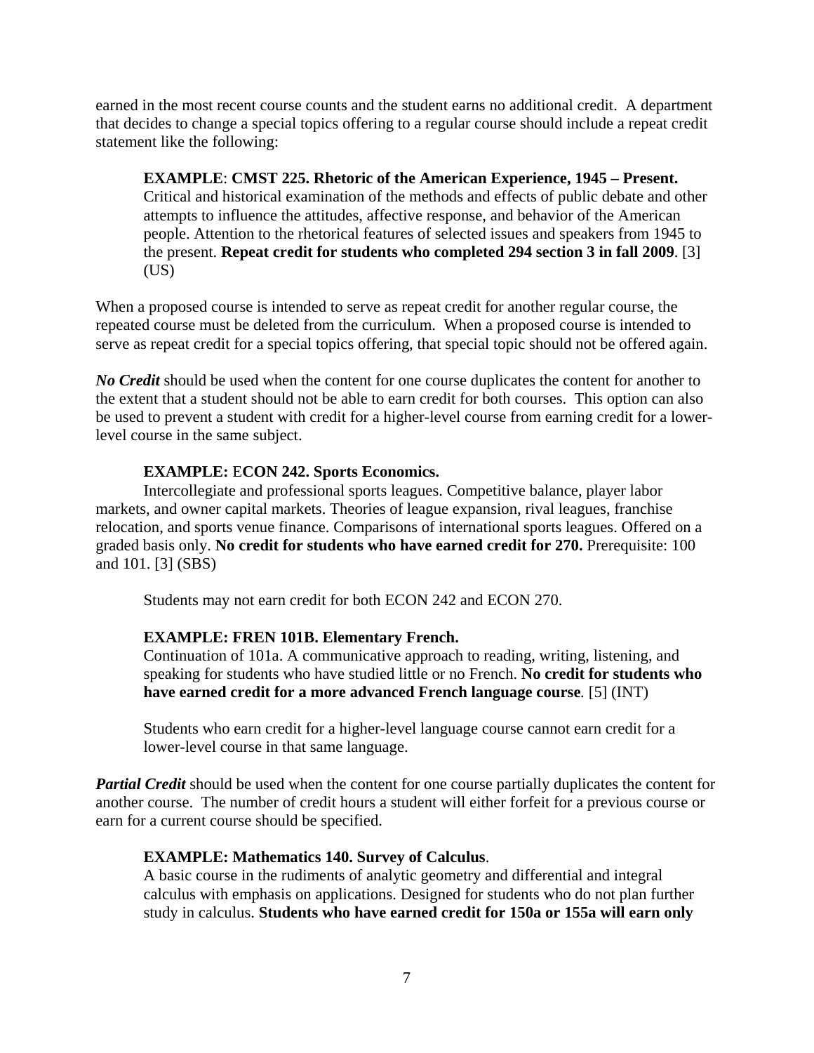earned in the most recent course counts and the student earns no additional credit. A department that decides to change a special topics offering to a regular course should include a repeat credit statement like the following:

> **EXAMPLE**: **CMST 225. Rhetoric of the American Experience, 1945 – Present.** Critical and historical examination of the methods and effects of public debate and other attempts to influence the attitudes, affective response, and behavior of the American people. Attention to the rhetorical features of selected issues and speakers from 1945 to the present. **Repeat credit for students who completed 294 section 3 in fall 2009**. [3] (US)

When a proposed course is intended to serve as repeat credit for another regular course, the repeated course must be deleted from the curriculum. When a proposed course is intended to serve as repeat credit for a special topics offering, that special topic should not be offered again.

***No Credit*** should be used when the content for one course duplicates the content for another to the extent that a student should not be able to earn credit for both courses. This option can also be used to prevent a student with credit for a higher-level course from earning credit for a lower-level course in the same subject.

> **EXAMPLE:** E**CON 242. Sports Economics.**
> Intercollegiate and professional sports leagues. Competitive balance, player labor markets, and owner capital markets. Theories of league expansion, rival leagues, franchise relocation, and sports venue finance. Comparisons of international sports leagues. Offered on a graded basis only. **No credit for students who have earned credit for 270.** Prerequisite: 100 and 101. [3] (SBS)
>
> Students may not earn credit for both ECON 242 and ECON 270.

> **EXAMPLE: FREN 101B. Elementary French.**
> Continuation of 101a. A communicative approach to reading, writing, listening, and speaking for students who have studied little or no French. **No credit for students who have earned credit for a more advanced French language course**. [5] (INT)
>
> Students who earn credit for a higher-level language course cannot earn credit for a lower-level course in that same language.

***Partial Credit*** should be used when the content for one course partially duplicates the content for another course. The number of credit hours a student will either forfeit for a previous course or earn for a current course should be specified.

> **EXAMPLE: Mathematics 140. Survey of Calculus**.
> A basic course in the rudiments of analytic geometry and differential and integral calculus with emphasis on applications. Designed for students who do not plan further study in calculus. **Students who have earned credit for 150a or 155a will earn only**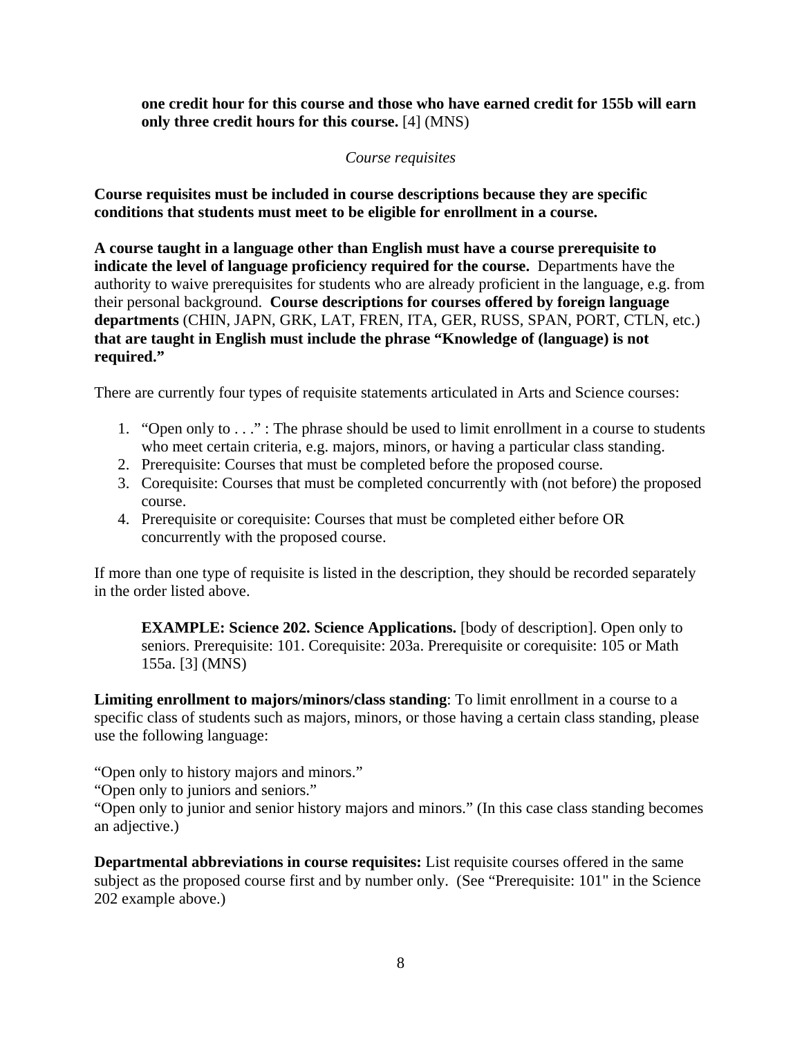**one credit hour for this course and those who have earned credit for 155b will earn only three credit hours for this course.** [4] (MNS)

*Course requisites*

**Course requisites must be included in course descriptions because they are specific conditions that students must meet to be eligible for enrollment in a course.**

**A course taught in a language other than English must have a course prerequisite to indicate the level of language proficiency required for the course.** Departments have the authority to waive prerequisites for students who are already proficient in the language, e.g. from their personal background. **Course descriptions for courses offered by foreign language departments** (CHIN, JAPN, GRK, LAT, FREN, ITA, GER, RUSS, SPAN, PORT, CTLN, etc.) **that are taught in English must include the phrase "Knowledge of (language) is not required."**

There are currently four types of requisite statements articulated in Arts and Science courses:

1. "Open only to . . ." : The phrase should be used to limit enrollment in a course to students who meet certain criteria, e.g. majors, minors, or having a particular class standing.
2. Prerequisite: Courses that must be completed before the proposed course.
3. Corequisite: Courses that must be completed concurrently with (not before) the proposed course.
4. Prerequisite or corequisite: Courses that must be completed either before OR concurrently with the proposed course.

If more than one type of requisite is listed in the description, they should be recorded separately in the order listed above.

> **EXAMPLE: Science 202. Science Applications.** [body of description]. Open only to seniors. Prerequisite: 101. Corequisite: 203a. Prerequisite or corequisite: 105 or Math 155a. [3] (MNS)

**Limiting enrollment to majors/minors/class standing**: To limit enrollment in a course to a specific class of students such as majors, minors, or those having a certain class standing, please use the following language:

"Open only to history majors and minors."
"Open only to juniors and seniors."
"Open only to junior and senior history majors and minors." (In this case class standing becomes an adjective.)

**Departmental abbreviations in course requisites:** List requisite courses offered in the same subject as the proposed course first and by number only. (See "Prerequisite: 101" in the Science 202 example above.)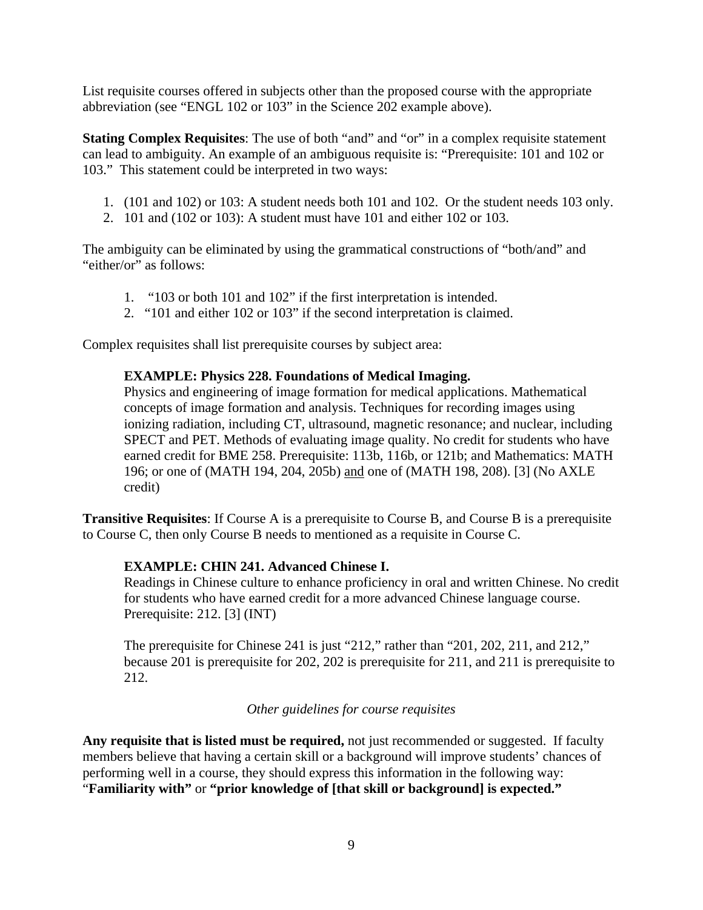List requisite courses offered in subjects other than the proposed course with the appropriate abbreviation (see "ENGL 102 or 103" in the Science 202 example above).

**Stating Complex Requisites**: The use of both "and" and "or" in a complex requisite statement can lead to ambiguity. An example of an ambiguous requisite is: "Prerequisite: 101 and 102 or 103." This statement could be interpreted in two ways:

1. (101 and 102) or 103: A student needs both 101 and 102. Or the student needs 103 only.
2. 101 and (102 or 103): A student must have 101 and either 102 or 103.

The ambiguity can be eliminated by using the grammatical constructions of "both/and" and "either/or" as follows:

1. "103 or both 101 and 102" if the first interpretation is intended.
2. "101 and either 102 or 103" if the second interpretation is claimed.

Complex requisites shall list prerequisite courses by subject area:

> **EXAMPLE: Physics 228. Foundations of Medical Imaging.**
> Physics and engineering of image formation for medical applications. Mathematical concepts of image formation and analysis. Techniques for recording images using ionizing radiation, including CT, ultrasound, magnetic resonance; and nuclear, including SPECT and PET. Methods of evaluating image quality. No credit for students who have earned credit for BME 258. Prerequisite: 113b, 116b, or 121b; and Mathematics: MATH 196; or one of (MATH 194, 204, 205b) <u>and</u> one of (MATH 198, 208). [3] (No AXLE credit)

**Transitive Requisites**: If Course A is a prerequisite to Course B, and Course B is a prerequisite to Course C, then only Course B needs to mentioned as a requisite in Course C.

> **EXAMPLE: CHIN 241. Advanced Chinese I.**
> Readings in Chinese culture to enhance proficiency in oral and written Chinese. No credit for students who have earned credit for a more advanced Chinese language course. Prerequisite: 212. [3] (INT)
>
> The prerequisite for Chinese 241 is just "212," rather than "201, 202, 211, and 212," because 201 is prerequisite for 202, 202 is prerequisite for 211, and 211 is prerequisite to 212.

*Other guidelines for course requisites*

**Any requisite that is listed must be required,** not just recommended or suggested. If faculty members believe that having a certain skill or a background will improve students' chances of performing well in a course, they should express this information in the following way: "**Familiarity with"** or **"prior knowledge of [that skill or background] is expected."**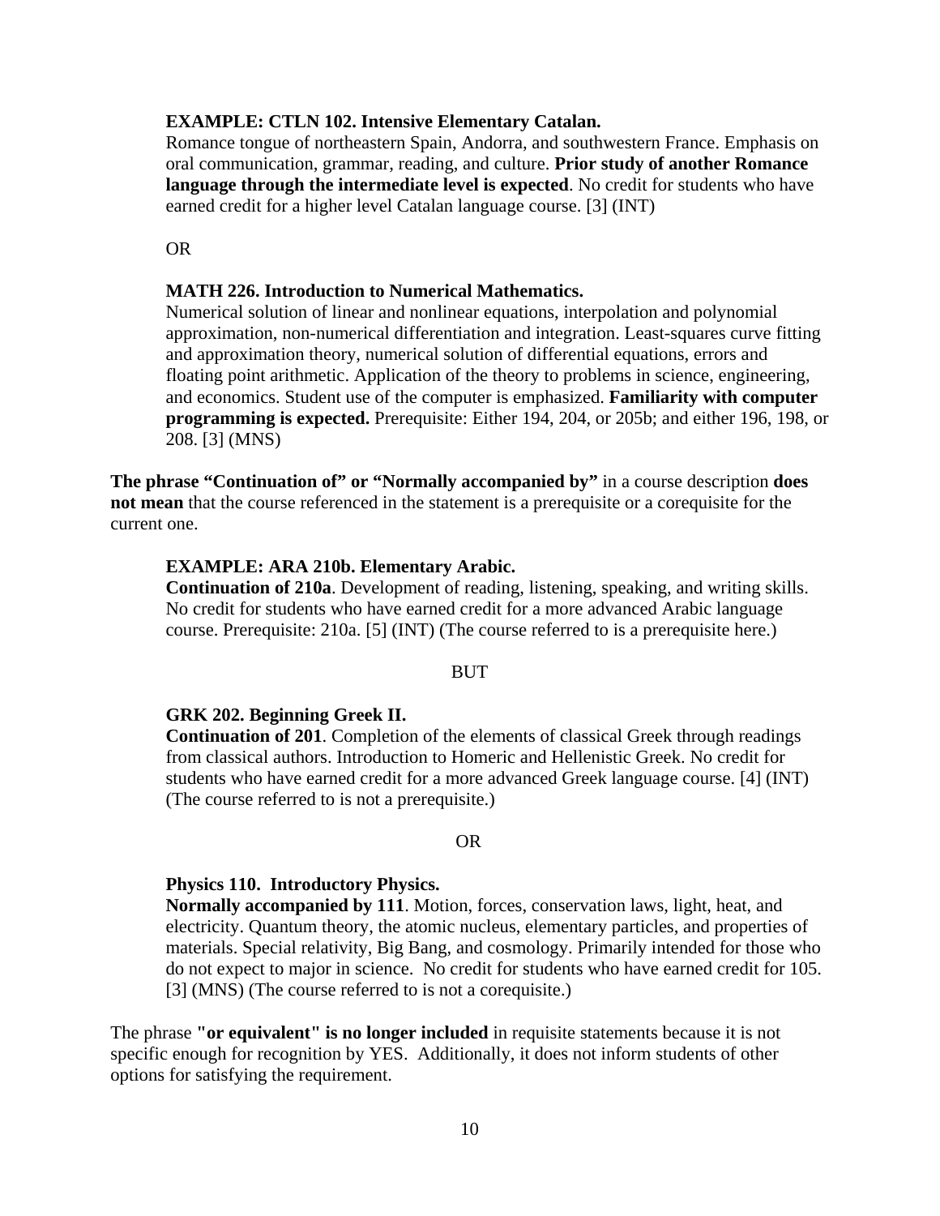**EXAMPLE: CTLN 102. Intensive Elementary Catalan.**
Romance tongue of northeastern Spain, Andorra, and southwestern France. Emphasis on oral communication, grammar, reading, and culture. **Prior study of another Romance language through the intermediate level is expected**. No credit for students who have earned credit for a higher level Catalan language course. [3] (INT)

OR

**MATH 226. Introduction to Numerical Mathematics.**
Numerical solution of linear and nonlinear equations, interpolation and polynomial approximation, non-numerical differentiation and integration. Least-squares curve fitting and approximation theory, numerical solution of differential equations, errors and floating point arithmetic. Application of the theory to problems in science, engineering, and economics. Student use of the computer is emphasized. **Familiarity with computer programming is expected.** Prerequisite: Either 194, 204, or 205b; and either 196, 198, or 208. [3] (MNS)

**The phrase "Continuation of" or "Normally accompanied by"** in a course description **does not mean** that the course referenced in the statement is a prerequisite or a corequisite for the current one.

**EXAMPLE: ARA 210b. Elementary Arabic.**
**Continuation of 210a**. Development of reading, listening, speaking, and writing skills. No credit for students who have earned credit for a more advanced Arabic language course. Prerequisite: 210a. [5] (INT) (The course referred to is a prerequisite here.)

BUT

**GRK 202. Beginning Greek II.**
**Continuation of 201**. Completion of the elements of classical Greek through readings from classical authors. Introduction to Homeric and Hellenistic Greek. No credit for students who have earned credit for a more advanced Greek language course. [4] (INT) (The course referred to is not a prerequisite.)

OR

**Physics 110. Introductory Physics.**
**Normally accompanied by 111**. Motion, forces, conservation laws, light, heat, and electricity. Quantum theory, the atomic nucleus, elementary particles, and properties of materials. Special relativity, Big Bang, and cosmology. Primarily intended for those who do not expect to major in science. No credit for students who have earned credit for 105. [3] (MNS) (The course referred to is not a corequisite.)

The phrase **"or equivalent" is no longer included** in requisite statements because it is not specific enough for recognition by YES. Additionally, it does not inform students of other options for satisfying the requirement.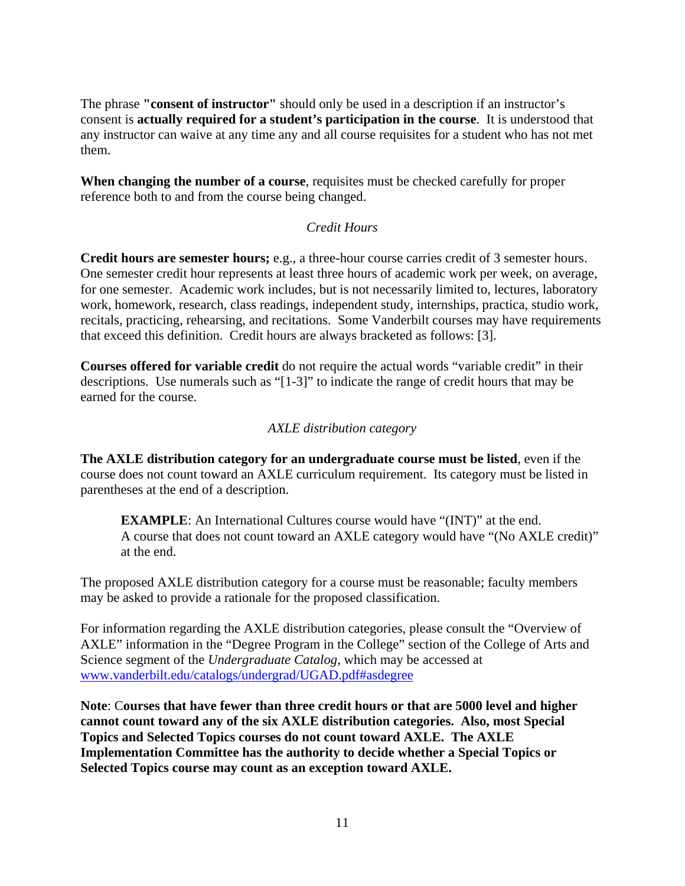The phrase **"consent of instructor"** should only be used in a description if an instructor's consent is **actually required for a student's participation in the course**. It is understood that any instructor can waive at any time any and all course requisites for a student who has not met them.

**When changing the number of a course**, requisites must be checked carefully for proper reference both to and from the course being changed.

### *Credit Hours*

**Credit hours are semester hours;** e.g., a three-hour course carries credit of 3 semester hours. One semester credit hour represents at least three hours of academic work per week, on average, for one semester. Academic work includes, but is not necessarily limited to, lectures, laboratory work, homework, research, class readings, independent study, internships, practica, studio work, recitals, practicing, rehearsing, and recitations. Some Vanderbilt courses may have requirements that exceed this definition. Credit hours are always bracketed as follows: [3].

**Courses offered for variable credit** do not require the actual words "variable credit" in their descriptions. Use numerals such as "[1-3]" to indicate the range of credit hours that may be earned for the course.

### *AXLE distribution category*

**The AXLE distribution category for an undergraduate course must be listed**, even if the course does not count toward an AXLE curriculum requirement. Its category must be listed in parentheses at the end of a description.

> **EXAMPLE**: An International Cultures course would have "(INT)" at the end. A course that does not count toward an AXLE category would have "(No AXLE credit)" at the end.

The proposed AXLE distribution category for a course must be reasonable; faculty members may be asked to provide a rationale for the proposed classification.

For information regarding the AXLE distribution categories, please consult the "Overview of AXLE" information in the "Degree Program in the College" section of the College of Arts and Science segment of the *Undergraduate Catalog*, which may be accessed at [www.vanderbilt.edu/catalogs/undergrad/UGAD.pdf#asdegree](www.vanderbilt.edu/catalogs/undergrad/UGAD.pdf#asdegree)

**Note**: C**ourses that have fewer than three credit hours or that are 5000 level and higher cannot count toward any of the six AXLE distribution categories. Also, most Special Topics and Selected Topics courses do not count toward AXLE. The AXLE Implementation Committee has the authority to decide whether a Special Topics or Selected Topics course may count as an exception toward AXLE.**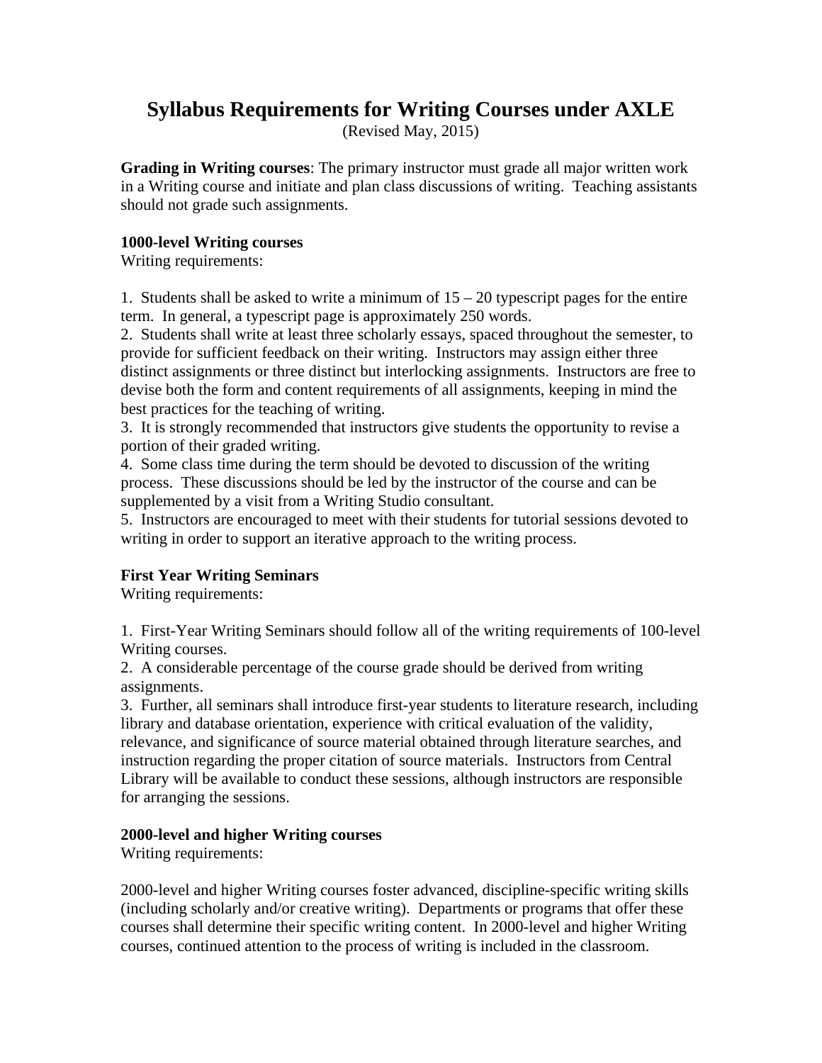# Syllabus Requirements for Writing Courses under AXLE

(Revised May, 2015)

**Grading in Writing courses**: The primary instructor must grade all major written work in a Writing course and initiate and plan class discussions of writing. Teaching assistants should not grade such assignments.

**1000-level Writing courses**

Writing requirements:

1. Students shall be asked to write a minimum of 15 – 20 typescript pages for the entire term. In general, a typescript page is approximately 250 words.
2. Students shall write at least three scholarly essays, spaced throughout the semester, to provide for sufficient feedback on their writing. Instructors may assign either three distinct assignments or three distinct but interlocking assignments. Instructors are free to devise both the form and content requirements of all assignments, keeping in mind the best practices for the teaching of writing.
3. It is strongly recommended that instructors give students the opportunity to revise a portion of their graded writing.
4. Some class time during the term should be devoted to discussion of the writing process. These discussions should be led by the instructor of the course and can be supplemented by a visit from a Writing Studio consultant.
5. Instructors are encouraged to meet with their students for tutorial sessions devoted to writing in order to support an iterative approach to the writing process.

**First Year Writing Seminars**

Writing requirements:

1. First-Year Writing Seminars should follow all of the writing requirements of 100-level Writing courses.
2. A considerable percentage of the course grade should be derived from writing assignments.
3. Further, all seminars shall introduce first-year students to literature research, including library and database orientation, experience with critical evaluation of the validity, relevance, and significance of source material obtained through literature searches, and instruction regarding the proper citation of source materials. Instructors from Central Library will be available to conduct these sessions, although instructors are responsible for arranging the sessions.

**2000-level and higher Writing courses**

Writing requirements:

2000-level and higher Writing courses foster advanced, discipline-specific writing skills (including scholarly and/or creative writing). Departments or programs that offer these courses shall determine their specific writing content. In 2000-level and higher Writing courses, continued attention to the process of writing is included in the classroom.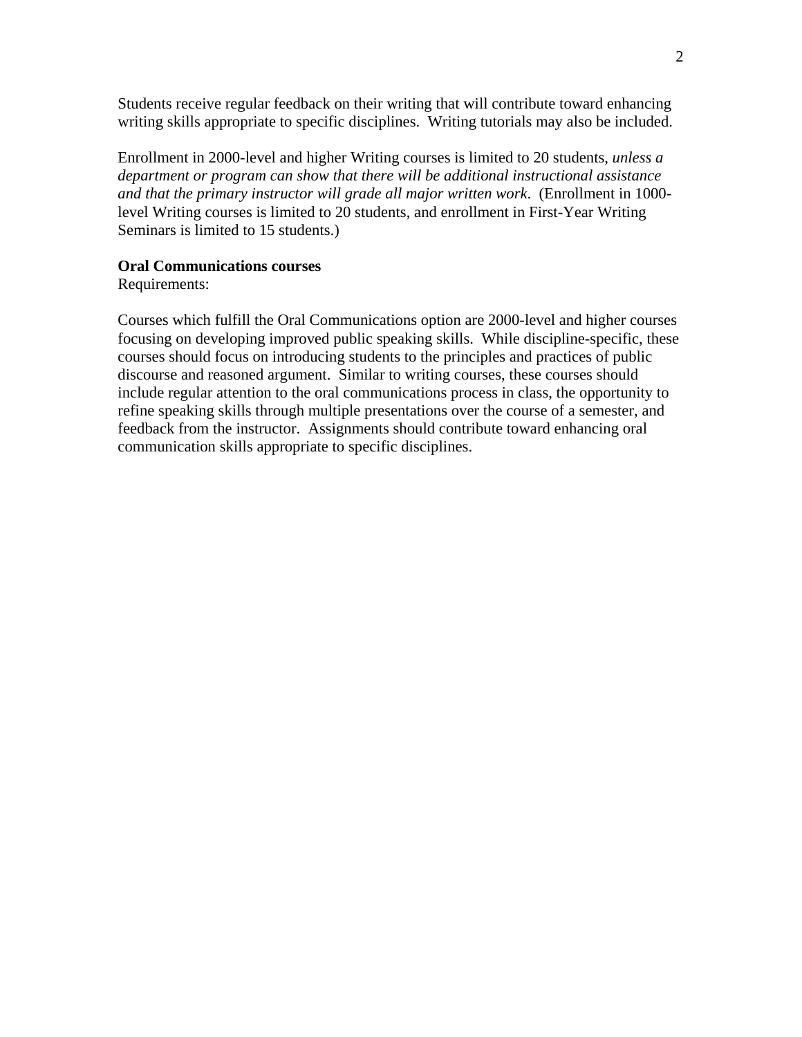Students receive regular feedback on their writing that will contribute toward enhancing writing skills appropriate to specific disciplines. Writing tutorials may also be included.

Enrollment in 2000-level and higher Writing courses is limited to 20 students, *unless a department or program can show that there will be additional instructional assistance and that the primary instructor will grade all major written work*. (Enrollment in 1000-level Writing courses is limited to 20 students, and enrollment in First-Year Writing Seminars is limited to 15 students.)

**Oral Communications courses**
Requirements:

Courses which fulfill the Oral Communications option are 2000-level and higher courses focusing on developing improved public speaking skills. While discipline-specific, these courses should focus on introducing students to the principles and practices of public discourse and reasoned argument. Similar to writing courses, these courses should include regular attention to the oral communications process in class, the opportunity to refine speaking skills through multiple presentations over the course of a semester, and feedback from the instructor. Assignments should contribute toward enhancing oral communication skills appropriate to specific disciplines.